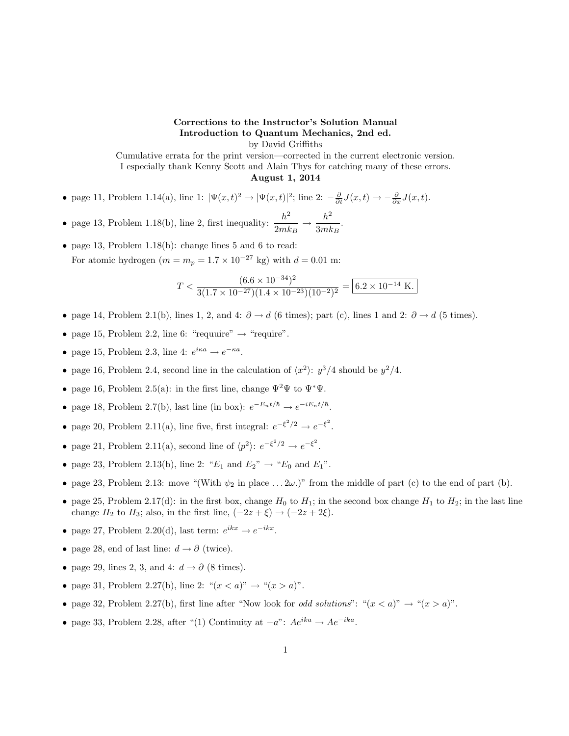**Corrections to the Instructor's Solution Manual**
**Introduction to Quantum Mechanics, 2nd ed.**
by David Griffiths
Cumulative errata for the print version—corrected in the current electronic version.
I especially thank Kenny Scott and Alain Thys for catching many of these errors.
**August 1, 2014**

- page 11, Problem 1.14(a), line 1: $|\Psi(x,t)^2 \to |\Psi(x,t)|^2$; line 2: $-\frac{\partial}{\partial t}J(x,t) \to -\frac{\partial}{\partial x}J(x,t)$.
- page 13, Problem 1.18(b), line 2, first inequality: $\dfrac{h^2}{2mk_B} \to \dfrac{h^2}{3mk_B}$.
- page 13, Problem 1.18(b): change lines 5 and 6 to read:
  For atomic hydrogen ($m = m_p = 1.7 \times 10^{-27}$ kg) with $d = 0.01$ m:

$$T < \frac{(6.6 \times 10^{-34})^2}{3(1.7 \times 10^{-27})(1.4 \times 10^{-23})(10^{-2})^2} = \boxed{6.2 \times 10^{-14} \text{ K.}}$$

- page 14, Problem 2.1(b), lines 1, 2, and 4: $\partial \to d$ (6 times); part (c), lines 1 and 2: $\partial \to d$ (5 times).
- page 15, Problem 2.2, line 6: "requuire" → "require".
- page 15, Problem 2.3, line 4: $e^{i\kappa a} \to e^{-\kappa a}$.
- page 16, Problem 2.4, second line in the calculation of $\langle x^2 \rangle$: $y^3/4$ should be $y^2/4$.
- page 16, Problem 2.5(a): in the first line, change $\Psi^2\Psi$ to $\Psi^*\Psi$.
- page 18, Problem 2.7(b), last line (in box): $e^{-E_n t/\hbar} \to e^{-iE_n t/\hbar}$.
- page 20, Problem 2.11(a), line five, first integral: $e^{-\xi^2/2} \to e^{-\xi^2}$.
- page 21, Problem 2.11(a), second line of $\langle p^2 \rangle$: $e^{-\xi^2/2} \to e^{-\xi^2}$.
- page 23, Problem 2.13(b), line 2: "$E_1$ and $E_2$" → "$E_0$ and $E_1$".
- page 23, Problem 2.13: move "(With $\psi_2$ in place …$2\omega$.)" from the middle of part (c) to the end of part (b).
- page 25, Problem 2.17(d): in the first box, change $H_0$ to $H_1$; in the second box change $H_1$ to $H_2$; in the last line change $H_2$ to $H_3$; also, in the first line, $(-2z + \xi) \to (-2z + 2\xi)$.
- page 27, Problem 2.20(d), last term: $e^{ikx} \to e^{-ikx}$.
- page 28, end of last line: $d \to \partial$ (twice).
- page 29, lines 2, 3, and 4: $d \to \partial$ (8 times).
- page 31, Problem 2.27(b), line 2: "$(x < a)$" → "$(x > a)$".
- page 32, Problem 2.27(b), first line after "Now look for *odd solutions*": "$(x < a)$" → "$(x > a)$".
- page 33, Problem 2.28, after "(1) Continuity at $-a$": $Ae^{ika} \to Ae^{-ika}$.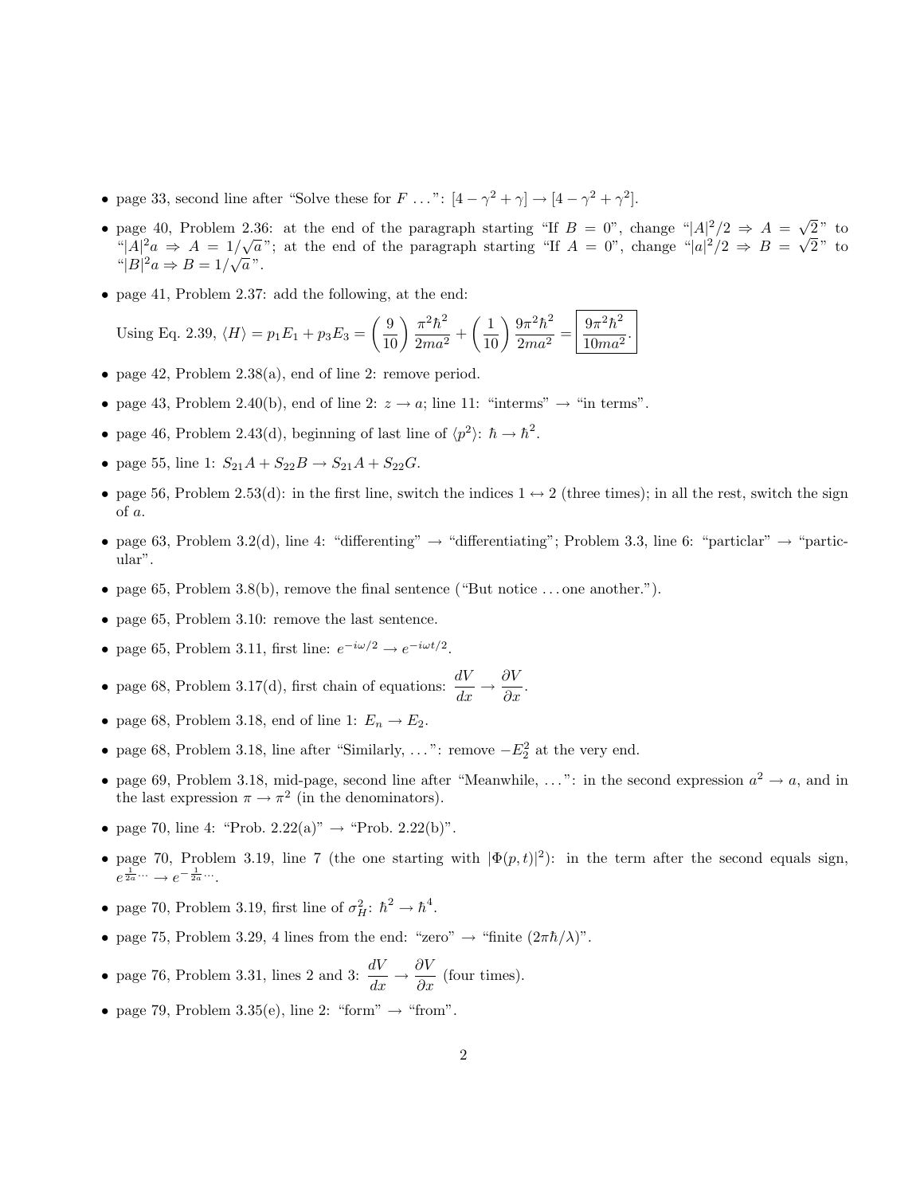- page 33, second line after "Solve these for $F$ ...": $[4-\gamma^2+\gamma] \rightarrow [4-\gamma^2+\gamma^2]$.

- page 40, Problem 2.36: at the end of the paragraph starting "If $B=0$", change "$|A|^2/2 \Rightarrow A=\sqrt{2}$" to "$|A|^2 a \Rightarrow A = 1/\sqrt{a}$"; at the end of the paragraph starting "If $A=0$", change "$|a|^2/2 \Rightarrow B=\sqrt{2}$" to "$|B|^2 a \Rightarrow B = 1/\sqrt{a}$".

- page 41, Problem 2.37: add the following, at the end:

  Using Eq. 2.39, $\langle H \rangle = p_1 E_1 + p_3 E_3 = \left(\frac{9}{10}\right)\frac{\pi^2\hbar^2}{2ma^2} + \left(\frac{1}{10}\right)\frac{9\pi^2\hbar^2}{2ma^2} = \boxed{\frac{9\pi^2\hbar^2}{10ma^2}}.$

- page 42, Problem 2.38(a), end of line 2: remove period.

- page 43, Problem 2.40(b), end of line 2: $z \rightarrow a$; line 11: "interms" → "in terms".

- page 46, Problem 2.43(d), beginning of last line of $\langle p^2 \rangle$: $\hbar \rightarrow \hbar^2$.

- page 55, line 1: $S_{21}A + S_{22}B \rightarrow S_{21}A + S_{22}G$.

- page 56, Problem 2.53(d): in the first line, switch the indices $1 \leftrightarrow 2$ (three times); in all the rest, switch the sign of $a$.

- page 63, Problem 3.2(d), line 4: "differenting" → "differentiating"; Problem 3.3, line 6: "particlar" → "particular".

- page 65, Problem 3.8(b), remove the final sentence ("But notice ... one another.").

- page 65, Problem 3.10: remove the last sentence.

- page 65, Problem 3.11, first line: $e^{-i\omega/2} \rightarrow e^{-i\omega t/2}$.

- page 68, Problem 3.17(d), first chain of equations: $\frac{dV}{dx} \rightarrow \frac{\partial V}{\partial x}$.

- page 68, Problem 3.18, end of line 1: $E_n \rightarrow E_2$.

- page 68, Problem 3.18, line after "Similarly, ...": remove $-E_2^2$ at the very end.

- page 69, Problem 3.18, mid-page, second line after "Meanwhile, ...": in the second expression $a^2 \rightarrow a$, and in the last expression $\pi \rightarrow \pi^2$ (in the denominators).

- page 70, line 4: "Prob. 2.22(a)" → "Prob. 2.22(b)".

- page 70, Problem 3.19, line 7 (the one starting with $|\Phi(p,t)|^2$): in the term after the second equals sign, $e^{\frac{1}{2a}\cdots} \rightarrow e^{-\frac{1}{2a}\cdots}$.

- page 70, Problem 3.19, first line of $\sigma_H^2$: $\hbar^2 \rightarrow \hbar^4$.

- page 75, Problem 3.29, 4 lines from the end: "zero" → "finite $(2\pi\hbar/\lambda)$".

- page 76, Problem 3.31, lines 2 and 3: $\frac{dV}{dx} \rightarrow \frac{\partial V}{\partial x}$ (four times).

- page 79, Problem 3.35(e), line 2: "form" → "from".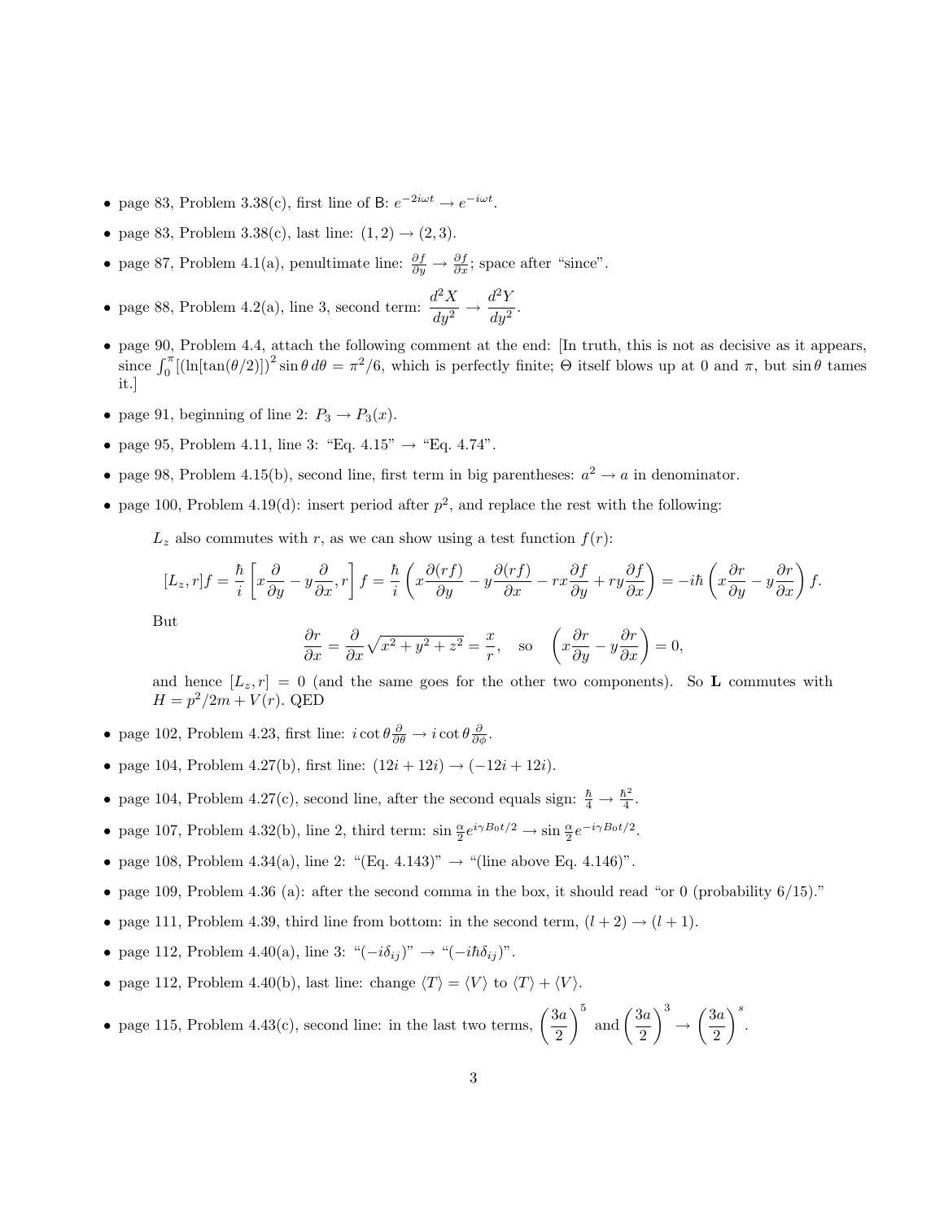- page 83, Problem 3.38(c), first line of B: $e^{-2i\omega t} \to e^{-i\omega t}$.
- page 83, Problem 3.38(c), last line: $(1, 2) \to (2, 3)$.
- page 87, Problem 4.1(a), penultimate line: $\frac{\partial f}{\partial y} \to \frac{\partial f}{\partial x}$; space after "since".
- page 88, Problem 4.2(a), line 3, second term: $\dfrac{d^2X}{dy^2} \to \dfrac{d^2Y}{dy^2}$.
- page 90, Problem 4.4, attach the following comment at the end: [In truth, this is not as decisive as it appears, since $\int_0^\pi [(\ln[\tan(\theta/2)])^2 \sin\theta \, d\theta = \pi^2/6$, which is perfectly finite; $\Theta$ itself blows up at 0 and $\pi$, but $\sin\theta$ tames it.]
- page 91, beginning of line 2: $P_3 \to P_3(x)$.
- page 95, Problem 4.11, line 3: "Eq. 4.15" → "Eq. 4.74".
- page 98, Problem 4.15(b), second line, first term in big parentheses: $a^2 \to a$ in denominator.
- page 100, Problem 4.19(d): insert period after $p^2$, and replace the rest with the following:

  $L_z$ also commutes with $r$, as we can show using a test function $f(r)$:

  $$[L_z, r]f = \frac{\hbar}{i}\left[x\frac{\partial}{\partial y} - y\frac{\partial}{\partial x}, r\right] f = \frac{\hbar}{i}\left(x\frac{\partial(rf)}{\partial y} - y\frac{\partial(rf)}{\partial x} - rx\frac{\partial f}{\partial y} + ry\frac{\partial f}{\partial x}\right) = -i\hbar\left(x\frac{\partial r}{\partial y} - y\frac{\partial r}{\partial x}\right) f.$$

  But

  $$\frac{\partial r}{\partial x} = \frac{\partial}{\partial x}\sqrt{x^2 + y^2 + z^2} = \frac{x}{r}, \quad \text{so} \quad \left(x\frac{\partial r}{\partial y} - y\frac{\partial r}{\partial x}\right) = 0,$$

  and hence $[L_z, r] = 0$ (and the same goes for the other two components). So $\mathbf{L}$ commutes with $H = p^2/2m + V(r)$. QED

- page 102, Problem 4.23, first line: $i\cot\theta\frac{\partial}{\partial\theta} \to i\cot\theta\frac{\partial}{\partial\phi}$.
- page 104, Problem 4.27(b), first line: $(12i + 12i) \to (-12i + 12i)$.
- page 104, Problem 4.27(c), second line, after the second equals sign: $\frac{\hbar}{4} \to \frac{\hbar^2}{4}$.
- page 107, Problem 4.32(b), line 2, third term: $\sin\frac{\alpha}{2}e^{i\gamma B_0 t/2} \to \sin\frac{\alpha}{2}e^{-i\gamma B_0 t/2}$.
- page 108, Problem 4.34(a), line 2: "(Eq. 4.143)" → "(line above Eq. 4.146)".
- page 109, Problem 4.36 (a): after the second comma in the box, it should read "or 0 (probability 6/15)."
- page 111, Problem 4.39, third line from bottom: in the second term, $(l + 2) \to (l + 1)$.
- page 112, Problem 4.40(a), line 3: "$(-i\delta_{ij})$" → "$(-i\hbar\delta_{ij})$".
- page 112, Problem 4.40(b), last line: change $\langle T \rangle = \langle V \rangle$ to $\langle T \rangle + \langle V \rangle$.
- page 115, Problem 4.43(c), second line: in the last two terms, $\left(\dfrac{3a}{2}\right)^5$ and $\left(\dfrac{3a}{2}\right)^3 \to \left(\dfrac{3a}{2}\right)^s$.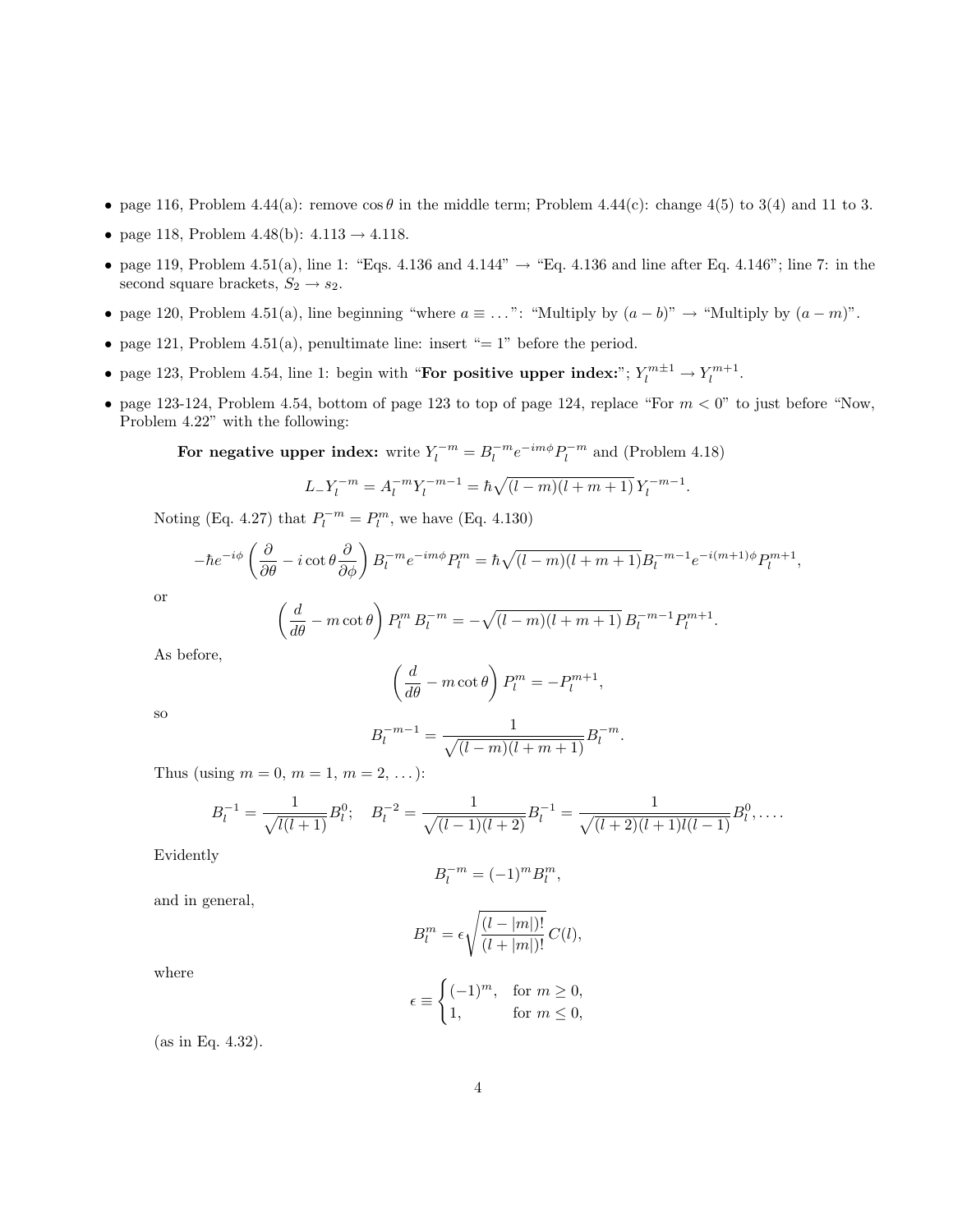- page 116, Problem 4.44(a): remove $\cos\theta$ in the middle term; Problem 4.44(c): change 4(5) to 3(4) and 11 to 3.
- page 118, Problem 4.48(b): 4.113 → 4.118.
- page 119, Problem 4.51(a), line 1: "Eqs. 4.136 and 4.144" → "Eq. 4.136 and line after Eq. 4.146"; line 7: in the second square brackets, $S_2 \to s_2$.
- page 120, Problem 4.51(a), line beginning "where $a \equiv \ldots$": "Multiply by $(a-b)$" → "Multiply by $(a-m)$".
- page 121, Problem 4.51(a), penultimate line: insert "$= 1$" before the period.
- page 123, Problem 4.54, line 1: begin with "**For positive upper index:**"; $Y_l^{m\pm 1} \to Y_l^{m+1}$.
- page 123-124, Problem 4.54, bottom of page 123 to top of page 124, replace "For $m < 0$" to just before "Now, Problem 4.22" with the following:

  **For negative upper index:** write $Y_l^{-m} = B_l^{-m} e^{-im\phi} P_l^{-m}$ and (Problem 4.18)

  $$L_- Y_l^{-m} = A_l^{-m} Y_l^{-m-1} = \hbar\sqrt{(l-m)(l+m+1)}\, Y_l^{-m-1}.$$

  Noting (Eq. 4.27) that $P_l^{-m} = P_l^m$, we have (Eq. 4.130)

  $$-\hbar e^{-i\phi}\left(\frac{\partial}{\partial\theta} - i\cot\theta\frac{\partial}{\partial\phi}\right) B_l^{-m} e^{-im\phi} P_l^m = \hbar\sqrt{(l-m)(l+m+1)} B_l^{-m-1} e^{-i(m+1)\phi} P_l^{m+1},$$

  or

  $$\left(\frac{d}{d\theta} - m\cot\theta\right) P_l^m \, B_l^{-m} = -\sqrt{(l-m)(l+m+1)}\, B_l^{-m-1} P_l^{m+1}.$$

  As before,

  $$\left(\frac{d}{d\theta} - m\cot\theta\right) P_l^m = -P_l^{m+1},$$

  so

  $$B_l^{-m-1} = \frac{1}{\sqrt{(l-m)(l+m+1)}} B_l^{-m}.$$

  Thus (using $m = 0$, $m = 1$, $m = 2$, ...):

  $$B_l^{-1} = \frac{1}{\sqrt{l(l+1)}} B_l^0; \quad B_l^{-2} = \frac{1}{\sqrt{(l-1)(l+2)}} B_l^{-1} = \frac{1}{\sqrt{(l+2)(l+1)l(l-1)}} B_l^0, \ldots.$$

  Evidently

  $$B_l^{-m} = (-1)^m B_l^m,$$

  and in general,

  $$B_l^m = \epsilon\sqrt{\frac{(l-|m|)!}{(l+|m|)!}}\, C(l),$$

  where

  $$\epsilon \equiv \begin{cases} (-1)^m, & \text{for } m \ge 0, \\ 1, & \text{for } m \le 0, \end{cases}$$

  (as in Eq. 4.32).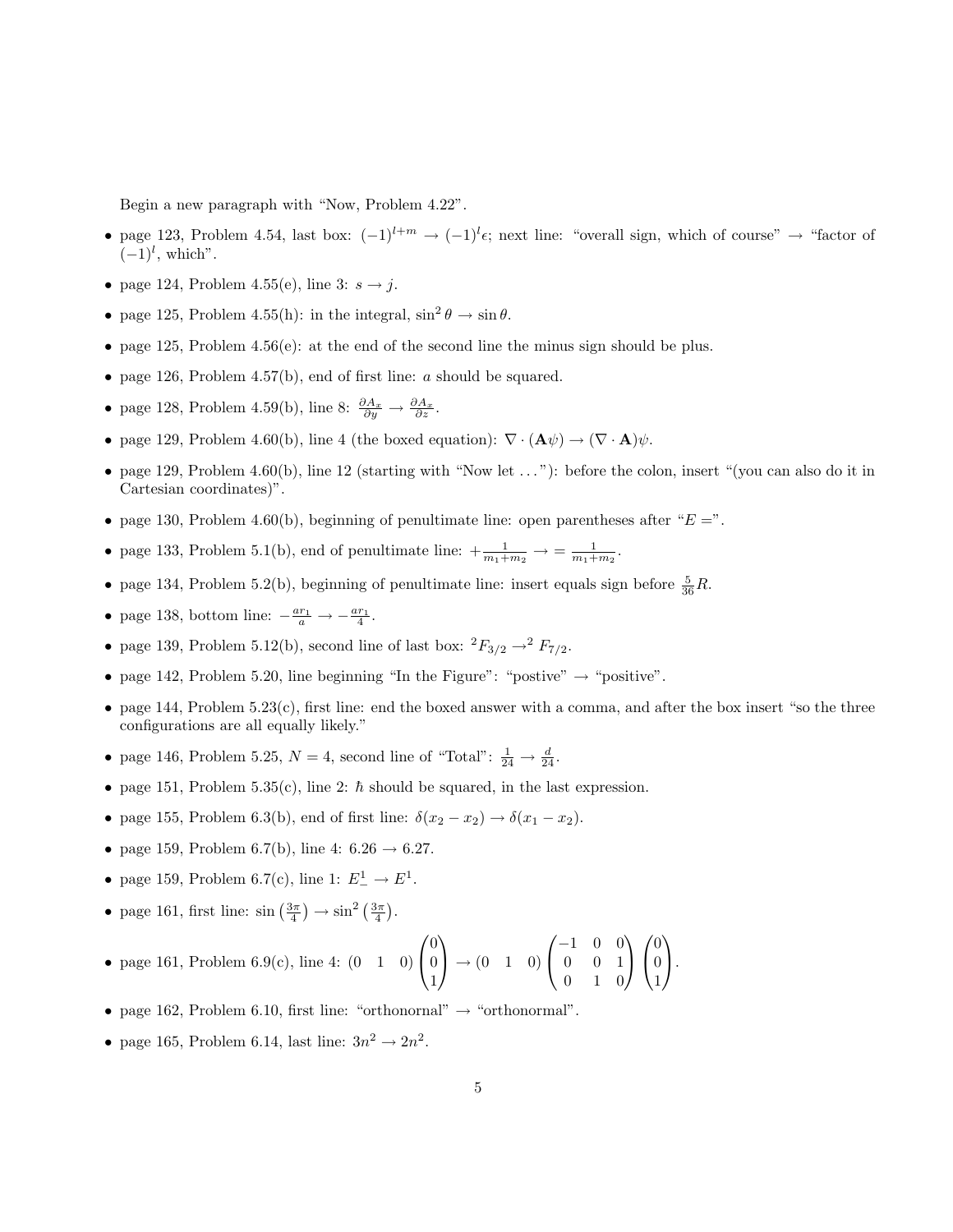Begin a new paragraph with "Now, Problem 4.22".

- page 123, Problem 4.54, last box: $(-1)^{l+m} \to (-1)^l \epsilon$; next line: "overall sign, which of course" → "factor of $(-1)^l$, which".
- page 124, Problem 4.55(e), line 3: $s \to j$.
- page 125, Problem 4.55(h): in the integral, $\sin^2\theta \to \sin\theta$.
- page 125, Problem 4.56(e): at the end of the second line the minus sign should be plus.
- page 126, Problem 4.57(b), end of first line: $a$ should be squared.
- page 128, Problem 4.59(b), line 8: $\frac{\partial A_x}{\partial y} \to \frac{\partial A_x}{\partial z}$.
- page 129, Problem 4.60(b), line 4 (the boxed equation): $\nabla \cdot (\mathbf{A}\psi) \to (\nabla \cdot \mathbf{A})\psi$.
- page 129, Problem 4.60(b), line 12 (starting with "Now let ..."): before the colon, insert "(you can also do it in Cartesian coordinates)".
- page 130, Problem 4.60(b), beginning of penultimate line: open parentheses after "$E =$".
- page 133, Problem 5.1(b), end of penultimate line: $+\frac{1}{m_1+m_2} \to = \frac{1}{m_1+m_2}$.
- page 134, Problem 5.2(b), beginning of penultimate line: insert equals sign before $\frac{5}{36}R$.
- page 138, bottom line: $-\frac{ar_1}{a} \to -\frac{ar_1}{4}$.
- page 139, Problem 5.12(b), second line of last box: ${}^2F_{3/2} \to {}^2F_{7/2}$.
- page 142, Problem 5.20, line beginning "In the Figure": "postive" → "positive".
- page 144, Problem 5.23(c), first line: end the boxed answer with a comma, and after the box insert "so the three configurations are all equally likely."
- page 146, Problem 5.25, $N = 4$, second line of "Total": $\frac{1}{24} \to \frac{d}{24}$.
- page 151, Problem 5.35(c), line 2: $\hbar$ should be squared, in the last expression.
- page 155, Problem 6.3(b), end of first line: $\delta(x_2 - x_2) \to \delta(x_1 - x_2)$.
- page 159, Problem 6.7(b), line 4: 6.26 → 6.27.
- page 159, Problem 6.7(c), line 1: $E^1_- \to E^1$.
- page 161, first line: $\sin\left(\frac{3\pi}{4}\right) \to \sin^2\left(\frac{3\pi}{4}\right)$.
- page 161, Problem 6.9(c), line 4: $(0 \quad 1 \quad 0)\begin{pmatrix}0\\0\\1\end{pmatrix} \to (0 \quad 1 \quad 0)\begin{pmatrix}-1 & 0 & 0\\0 & 0 & 1\\0 & 1 & 0\end{pmatrix}\begin{pmatrix}0\\0\\1\end{pmatrix}$.
- page 162, Problem 6.10, first line: "orthonornal" → "orthonormal".
- page 165, Problem 6.14, last line: $3n^2 \to 2n^2$.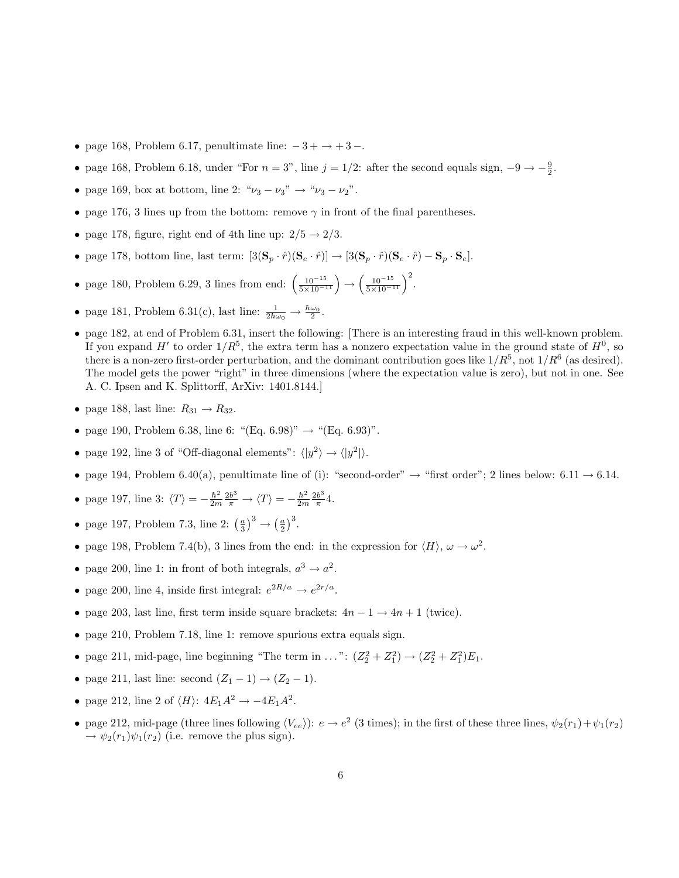- page 168, Problem 6.17, penultimate line: $-3+ \to +3-$.
- page 168, Problem 6.18, under "For $n = 3$", line $j = 1/2$: after the second equals sign, $-9 \to -\frac{9}{2}$.
- page 169, box at bottom, line 2: "$\nu_3 - \nu_3$" $\to$ "$\nu_3 - \nu_2$".
- page 176, 3 lines up from the bottom: remove $\gamma$ in front of the final parentheses.
- page 178, figure, right end of 4th line up: $2/5 \to 2/3$.
- page 178, bottom line, last term: $[3(\mathbf{S}_p \cdot \hat{r})(\mathbf{S}_e \cdot \hat{r})] \to [3(\mathbf{S}_p \cdot \hat{r})(\mathbf{S}_e \cdot \hat{r}) - \mathbf{S}_p \cdot \mathbf{S}_e]$.
- page 180, Problem 6.29, 3 lines from end: $\left(\frac{10^{-15}}{5\times 10^{-11}}\right) \to \left(\frac{10^{-15}}{5\times 10^{-11}}\right)^2$.
- page 181, Problem 6.31(c), last line: $\frac{1}{2\hbar\omega_0} \to \frac{\hbar\omega_0}{2}$.
- page 182, at end of Problem 6.31, insert the following: [There is an interesting fraud in this well-known problem. If you expand $H'$ to order $1/R^5$, the extra term has a nonzero expectation value in the ground state of $H^0$, so there is a non-zero first-order perturbation, and the dominant contribution goes like $1/R^5$, not $1/R^6$ (as desired). The model gets the power "right" in three dimensions (where the expectation value is zero), but not in one. See A. C. Ipsen and K. Splittorff, ArXiv: 1401.8144.]
- page 188, last line: $R_{31} \to R_{32}$.
- page 190, Problem 6.38, line 6: "(Eq. 6.98)" $\to$ "(Eq. 6.93)".
- page 192, line 3 of "Off-diagonal elements": $\langle |y^2\rangle \to \langle |y^2|\rangle$.
- page 194, Problem 6.40(a), penultimate line of (i): "second-order" $\to$ "first order"; 2 lines below: $6.11 \to 6.14$.
- page 197, line 3: $\langle T\rangle = -\frac{\hbar^2}{2m}\frac{2b^3}{\pi} \to \langle T\rangle = -\frac{\hbar^2}{2m}\frac{2b^3}{\pi}4$.
- page 197, Problem 7.3, line 2: $\left(\frac{a}{3}\right)^3 \to \left(\frac{a}{2}\right)^3$.
- page 198, Problem 7.4(b), 3 lines from the end: in the expression for $\langle H\rangle$, $\omega \to \omega^2$.
- page 200, line 1: in front of both integrals, $a^3 \to a^2$.
- page 200, line 4, inside first integral: $e^{2R/a} \to e^{2r/a}$.
- page 203, last line, first term inside square brackets: $4n - 1 \to 4n + 1$ (twice).
- page 210, Problem 7.18, line 1: remove spurious extra equals sign.
- page 211, mid-page, line beginning "The term in ...": $(Z_2^2 + Z_1^2) \to (Z_2^2 + Z_1^2)E_1$.
- page 211, last line: second $(Z_1 - 1) \to (Z_2 - 1)$.
- page 212, line 2 of $\langle H\rangle$: $4E_1A^2 \to -4E_1A^2$.
- page 212, mid-page (three lines following $\langle V_{ee}\rangle$): $e \to e^2$ (3 times); in the first of these three lines, $\psi_2(r_1)+\psi_1(r_2) \to \psi_2(r_1)\psi_1(r_2)$ (i.e. remove the plus sign).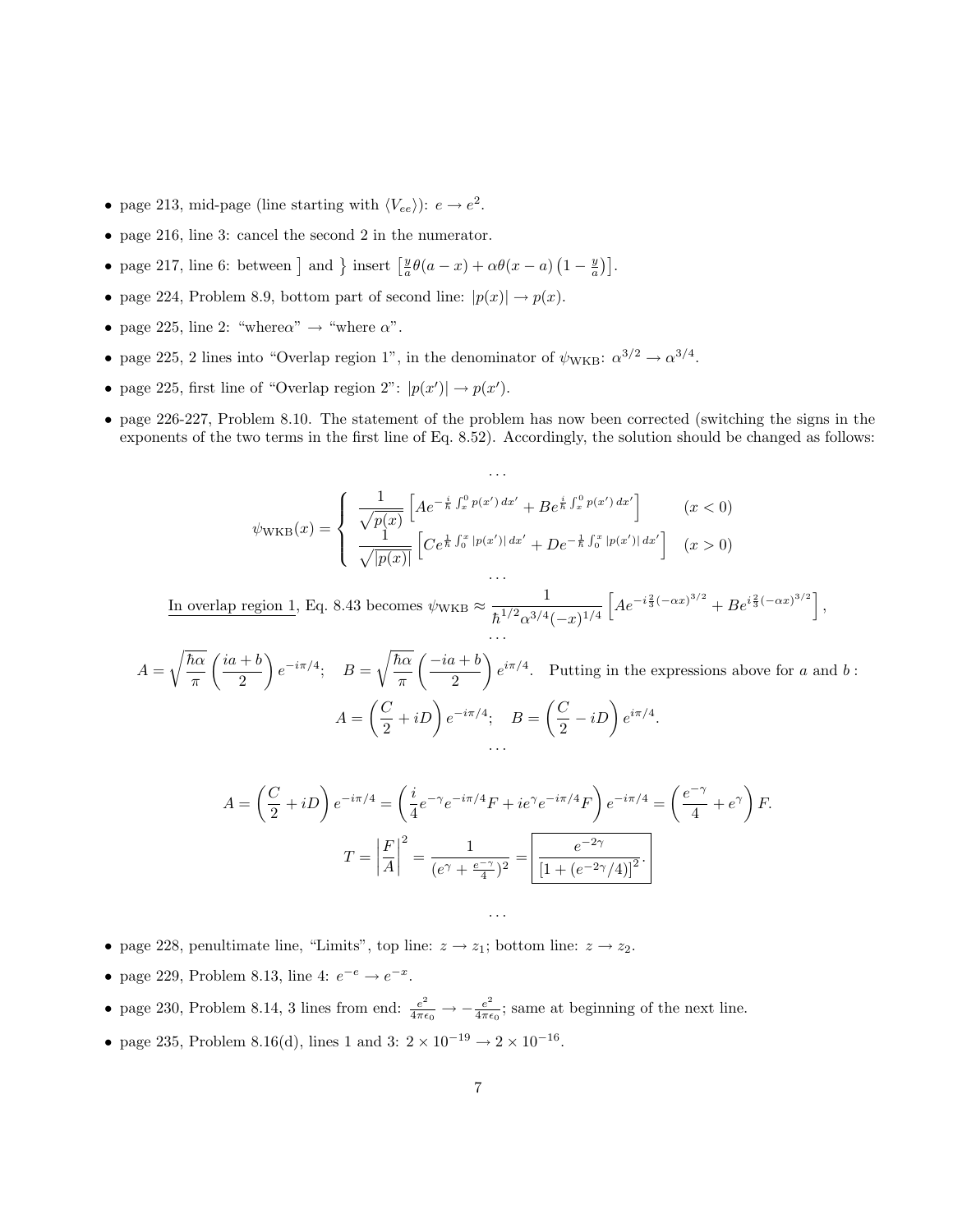- page 213, mid-page (line starting with $\langle V_{ee}\rangle$): $e \to e^2$.
- page 216, line 3: cancel the second 2 in the numerator.
- page 217, line 6: between $\big]$ and $\big\}$ insert $\left[\frac{y}{a}\theta(a-x) + \alpha\theta(x-a)\left(1-\frac{y}{a}\right)\right]$.
- page 224, Problem 8.9, bottom part of second line: $|p(x)| \to p(x)$.
- page 225, line 2: "where$\alpha$" $\to$ "where $\alpha$".
- page 225, 2 lines into "Overlap region 1", in the denominator of $\psi_{\rm WKB}$: $\alpha^{3/2} \to \alpha^{3/4}$.
- page 225, first line of "Overlap region 2": $|p(x')| \to p(x')$.
- page 226-227, Problem 8.10. The statement of the problem has now been corrected (switching the signs in the exponents of the two terms in the first line of Eq. 8.52). Accordingly, the solution should be changed as follows:

$$\cdots$$

$$\psi_{\rm WKB}(x) = \begin{cases} \dfrac{1}{\sqrt{p(x)}}\left[Ae^{-\frac{i}{\hbar}\int_x^0 p(x')\,dx'} + Be^{\frac{i}{\hbar}\int_x^0 p(x')\,dx'}\right] & (x<0) \\ \dfrac{1}{\sqrt{|p(x)|}}\left[Ce^{\frac{1}{\hbar}\int_0^x |p(x')|\,dx'} + De^{-\frac{1}{\hbar}\int_0^x |p(x')|\,dx'}\right] & (x>0) \end{cases}$$

$$\cdots$$

Overlap region 1, Eq. 8.43 becomes $\psi_{\rm WKB} \approx \dfrac{1}{\hbar^{1/2}\alpha^{3/4}(-x)^{1/4}}\left[Ae^{-i\frac{2}{3}(-\alpha x)^{3/2}} + Be^{i\frac{2}{3}(-\alpha x)^{3/2}}\right]$,

$$\cdots$$

$$A = \sqrt{\frac{\hbar\alpha}{\pi}}\left(\frac{ia+b}{2}\right)e^{-i\pi/4}; \quad B = \sqrt{\frac{\hbar\alpha}{\pi}}\left(\frac{-ia+b}{2}\right)e^{i\pi/4}.$$

Putting in the expressions above for $a$ and $b$:

$$A = \left(\frac{C}{2} + iD\right)e^{-i\pi/4}; \quad B = \left(\frac{C}{2} - iD\right)e^{i\pi/4}.$$

$$\cdots$$

$$A = \left(\frac{C}{2} + iD\right)e^{-i\pi/4} = \left(\frac{i}{4}e^{-\gamma}e^{-i\pi/4}F + ie^{\gamma}e^{-i\pi/4}F\right)e^{-i\pi/4} = \left(\frac{e^{-\gamma}}{4} + e^{\gamma}\right)F.$$

$$T = \left|\frac{F}{A}\right|^2 = \frac{1}{(e^{\gamma} + \frac{e^{-\gamma}}{4})^2} = \boxed{\frac{e^{-2\gamma}}{\left[1 + (e^{-2\gamma}/4)\right]^2}.}$$

$$\cdots$$

- page 228, penultimate line, "Limits", top line: $z \to z_1$; bottom line: $z \to z_2$.
- page 229, Problem 8.13, line 4: $e^{-e} \to e^{-x}$.
- page 230, Problem 8.14, 3 lines from end: $\frac{e^2}{4\pi\epsilon_0} \to -\frac{e^2}{4\pi\epsilon_0}$; same at beginning of the next line.
- page 235, Problem 8.16(d), lines 1 and 3: $2\times 10^{-19} \to 2\times 10^{-16}$.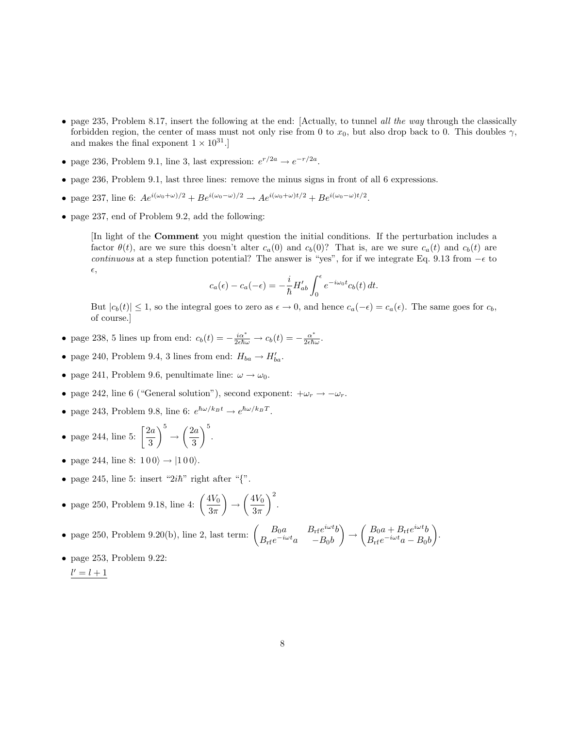- page 235, Problem 8.17, insert the following at the end: [Actually, to tunnel *all the way* through the classically forbidden region, the center of mass must not only rise from 0 to $x_0$, but also drop back to 0. This doubles $\gamma$, and makes the final exponent $1 \times 10^{31}$.]

- page 236, Problem 9.1, line 3, last expression: $e^{r/2a} \to e^{-r/2a}$.

- page 236, Problem 9.1, last three lines: remove the minus signs in front of all 6 expressions.

- page 237, line 6: $Ae^{i(\omega_0+\omega)/2} + Be^{i(\omega_0-\omega)/2} \to Ae^{i(\omega_0+\omega)t/2} + Be^{i(\omega_0-\omega)t/2}$.

- page 237, end of Problem 9.2, add the following:

  [In light of the **Comment** you might question the initial conditions. If the perturbation includes a factor $\theta(t)$, are we sure this doesn't alter $c_a(0)$ and $c_b(0)$? That is, are we sure $c_a(t)$ and $c_b(t)$ are *continuous* at a step function potential? The answer is "yes", for if we integrate Eq. 9.13 from $-\epsilon$ to $\epsilon$,

  $$c_a(\epsilon) - c_a(-\epsilon) = -\frac{i}{\hbar} H'_{ab} \int_0^{\epsilon} e^{-i\omega_0 t} c_b(t)\, dt.$$

  But $|c_b(t)| \leq 1$, so the integral goes to zero as $\epsilon \to 0$, and hence $c_a(-\epsilon) = c_a(\epsilon)$. The same goes for $c_b$, of course.]

- page 238, 5 lines up from end: $c_b(t) = -\frac{i\alpha^*}{2\epsilon\hbar\omega} \to c_b(t) = -\frac{\alpha^*}{2\epsilon\hbar\omega}$.

- page 240, Problem 9.4, 3 lines from end: $H_{ba} \to H'_{ba}$.

- page 241, Problem 9.6, penultimate line: $\omega \to \omega_0$.

- page 242, line 6 ("General solution"), second exponent: $+\omega_r \to -\omega_r$.

- page 243, Problem 9.8, line 6: $e^{\hbar\omega/k_B t} \to e^{\hbar\omega/k_B T}$.

- page 244, line 5: $\left[\frac{2a}{3}\right)^5 \to \left(\frac{2a}{3}\right)^5$.

- page 244, line 8: $1\,0\,0\rangle \to |1\,0\,0\rangle$.

- page 245, line 5: insert "$2i\hbar$" right after "{".

- page 250, Problem 9.18, line 4: $\left(\frac{4V_0}{3\pi}\right) \to \left(\frac{4V_0}{3\pi}\right)^2$.

- page 250, Problem 9.20(b), line 2, last term: $\begin{pmatrix} B_0 a & B_{\rm rf} e^{i\omega t} b \\ B_{\rm rf} e^{-i\omega t} a & -B_0 b \end{pmatrix} \to \begin{pmatrix} B_0 a + B_{\rm rf} e^{i\omega t} b \\ B_{\rm rf} e^{-i\omega t} a - B_0 b \end{pmatrix}$.

- page 253, Problem 9.22:

  $\underline{l' = l+1}$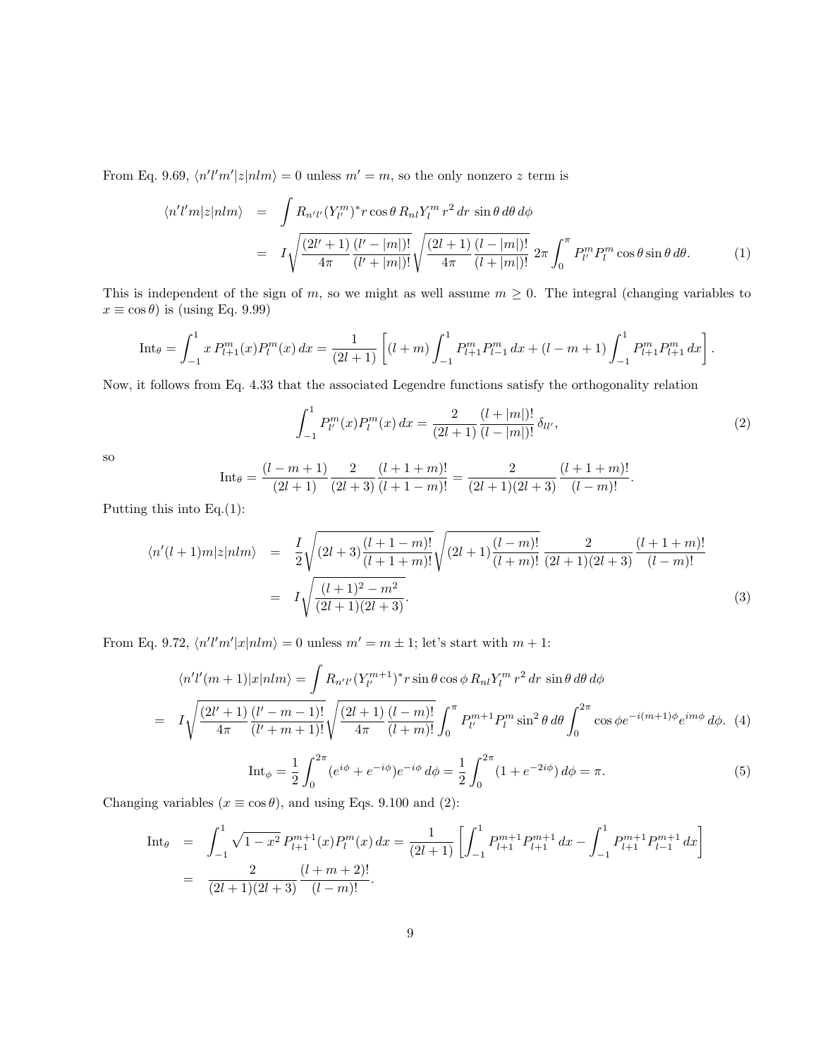From Eq. 9.69, $\langle n'l'm'|z|nlm\rangle = 0$ unless $m' = m$, so the only nonzero $z$ term is

$$
\begin{aligned}
\langle n'l'm|z|nlm\rangle &= \int R_{n'l'}(Y_{l'}^m)^* r\cos\theta\, R_{nl}Y_l^m\, r^2\, dr\, \sin\theta\, d\theta\, d\phi \\
&= I\sqrt{\frac{(2l'+1)}{4\pi}\frac{(l'-|m|)!}{(l'+|m|)!}}\sqrt{\frac{(2l+1)}{4\pi}\frac{(l-|m|)!}{(l+|m|)!}}\, 2\pi\int_0^\pi P_{l'}^m P_l^m \cos\theta\sin\theta\, d\theta. \qquad (1)
\end{aligned}
$$

This is independent of the sign of $m$, so we might as well assume $m \geq 0$. The integral (changing variables to $x \equiv \cos\theta$) is (using Eq. 9.99)

$$
\text{Int}_\theta = \int_{-1}^{1} x\, P_{l+1}^m(x)P_l^m(x)\, dx = \frac{1}{(2l+1)}\left[(l+m)\int_{-1}^{1} P_{l+1}^m P_{l-1}^m\, dx + (l-m+1)\int_{-1}^{1} P_{l+1}^m P_{l+1}^m\, dx\right].
$$

Now, it follows from Eq. 4.33 that the associated Legendre functions satisfy the orthogonality relation

$$
\int_{-1}^{1} P_{l'}^m(x)P_l^m(x)\, dx = \frac{2}{(2l+1)}\frac{(l+|m|)!}{(l-|m|)!}\,\delta_{ll'}, \qquad (2)
$$

so

$$
\text{Int}_\theta = \frac{(l-m+1)}{(2l+1)}\frac{2}{(2l+3)}\frac{(l+1+m)!}{(l+1-m)!} = \frac{2}{(2l+1)(2l+3)}\frac{(l+1+m)!}{(l-m)!}.
$$

Putting this into Eq.(1):

$$
\begin{aligned}
\langle n'(l+1)m|z|nlm\rangle &= \frac{I}{2}\sqrt{(2l+3)\frac{(l+1-m)!}{(l+1+m)!}}\sqrt{(2l+1)\frac{(l-m)!}{(l+m)!}}\,\frac{2}{(2l+1)(2l+3)}\frac{(l+1+m)!}{(l-m)!} \\
&= I\sqrt{\frac{(l+1)^2-m^2}{(2l+1)(2l+3)}}. \qquad (3)
\end{aligned}
$$

From Eq. 9.72, $\langle n'l'm'|x|nlm\rangle = 0$ unless $m' = m \pm 1$; let's start with $m+1$:

$$
\begin{aligned}
&\langle n'l'(m+1)|x|nlm\rangle = \int R_{n'l'}(Y_{l'}^{m+1})^* r\sin\theta\cos\phi\, R_{nl}Y_l^m\, r^2\, dr\, \sin\theta\, d\theta\, d\phi \\
&= I\sqrt{\frac{(2l'+1)}{4\pi}\frac{(l'-m-1)!}{(l'+m+1)!}}\sqrt{\frac{(2l+1)}{4\pi}\frac{(l-m)!}{(l+m)!}}\int_0^\pi P_{l'}^{m+1}P_l^m \sin^2\theta\, d\theta\int_0^{2\pi}\cos\phi\, e^{-i(m+1)\phi}e^{im\phi}\, d\phi. \qquad (4)
\end{aligned}
$$

$$
\text{Int}_\phi = \frac{1}{2}\int_0^{2\pi}(e^{i\phi}+e^{-i\phi})e^{-i\phi}\, d\phi = \frac{1}{2}\int_0^{2\pi}(1+e^{-2i\phi})\, d\phi = \pi. \qquad (5)
$$

Changing variables ($x \equiv \cos\theta$), and using Eqs. 9.100 and (2):

$$
\begin{aligned}
\text{Int}_\theta &= \int_{-1}^{1}\sqrt{1-x^2}\, P_{l+1}^{m+1}(x)P_l^m(x)\, dx = \frac{1}{(2l+1)}\left[\int_{-1}^{1} P_{l+1}^{m+1}P_{l+1}^{m+1}\, dx - \int_{-1}^{1} P_{l+1}^{m+1}P_{l-1}^{m+1}\, dx\right] \\
&= \frac{2}{(2l+1)(2l+3)}\frac{(l+m+2)!}{(l-m)!}.
\end{aligned}
$$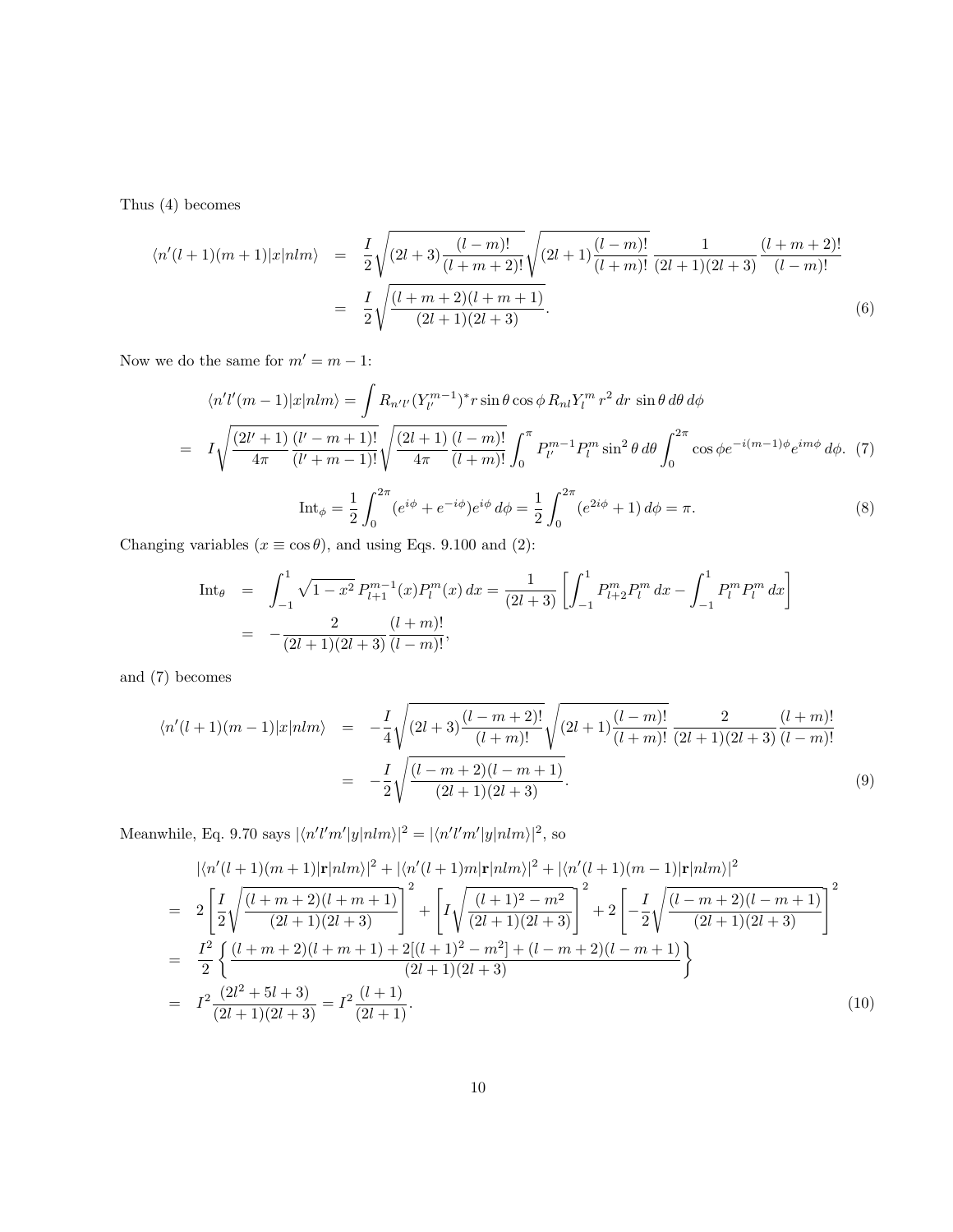Thus (4) becomes

$$
\begin{aligned}
\langle n'(l+1)(m+1)|x|nlm\rangle &= \frac{I}{2}\sqrt{(2l+3)\frac{(l-m)!}{(l+m+2)!}}\sqrt{(2l+1)\frac{(l-m)!}{(l+m)!}}\,\frac{1}{(2l+1)(2l+3)}\,\frac{(l+m+2)!}{(l-m)!} \\
&= \frac{I}{2}\sqrt{\frac{(l+m+2)(l+m+1)}{(2l+1)(2l+3)}}. \qquad (6)
\end{aligned}
$$

Now we do the same for $m' = m-1$:

$$
\langle n'l'(m-1)|x|nlm\rangle = \int R_{n'l'}(Y_{l'}^{m-1})^* r\sin\theta\cos\phi\, R_{nl}Y_l^m\, r^2\,dr\,\sin\theta\,d\theta\,d\phi
$$

$$
= \quad I\sqrt{\frac{(2l'+1)}{4\pi}\frac{(l'-m+1)!}{(l'+m-1)!}}\sqrt{\frac{(2l+1)}{4\pi}\frac{(l-m)!}{(l+m)!}}\int_0^\pi P_{l'}^{m-1}P_l^m\sin^2\theta\,d\theta\int_0^{2\pi}\cos\phi\, e^{-i(m-1)\phi}e^{im\phi}\,d\phi. \quad (7)
$$

$$
\text{Int}_\phi = \frac{1}{2}\int_0^{2\pi}(e^{i\phi}+e^{-i\phi})e^{i\phi}\,d\phi = \frac{1}{2}\int_0^{2\pi}(e^{2i\phi}+1)\,d\phi = \pi. \qquad (8)
$$

Changing variables ($x \equiv \cos\theta$), and using Eqs. 9.100 and (2):

$$
\begin{aligned}
\text{Int}_\theta &= \int_{-1}^{1}\sqrt{1-x^2}\,P_{l+1}^{m-1}(x)P_l^m(x)\,dx = \frac{1}{(2l+3)}\left[\int_{-1}^{1}P_{l+2}^m P_l^m\,dx - \int_{-1}^{1}P_l^m P_l^m\,dx\right] \\
&= -\frac{2}{(2l+1)(2l+3)}\frac{(l+m)!}{(l-m)!},
\end{aligned}
$$

and (7) becomes

$$
\begin{aligned}
\langle n'(l+1)(m-1)|x|nlm\rangle &= -\frac{I}{4}\sqrt{(2l+3)\frac{(l-m+2)!}{(l+m)!}}\sqrt{(2l+1)\frac{(l-m)!}{(l+m)!}}\,\frac{2}{(2l+1)(2l+3)}\frac{(l+m)!}{(l-m)!} \\
&= -\frac{I}{2}\sqrt{\frac{(l-m+2)(l-m+1)}{(2l+1)(2l+3)}}. \qquad (9)
\end{aligned}
$$

Meanwhile, Eq. 9.70 says $|\langle n'l'm'|y|nlm\rangle|^2 = |\langle n'l'm'|y|nlm\rangle|^2$, so

$$
\begin{aligned}
&|\langle n'(l+1)(m+1)|\mathbf{r}|nlm\rangle|^2 + |\langle n'(l+1)m|\mathbf{r}|nlm\rangle|^2 + |\langle n'(l+1)(m-1)|\mathbf{r}|nlm\rangle|^2 \\
=\;& 2\left[\frac{I}{2}\sqrt{\frac{(l+m+2)(l+m+1)}{(2l+1)(2l+3)}}\right]^2 + \left[I\sqrt{\frac{(l+1)^2-m^2}{(2l+1)(2l+3)}}\right]^2 + 2\left[-\frac{I}{2}\sqrt{\frac{(l-m+2)(l-m+1)}{(2l+1)(2l+3)}}\right]^2 \\
=\;& \frac{I^2}{2}\left\{\frac{(l+m+2)(l+m+1)+2[(l+1)^2-m^2]+(l-m+2)(l-m+1)}{(2l+1)(2l+3)}\right\} \\
=\;& I^2\frac{(2l^2+5l+3)}{(2l+1)(2l+3)} = I^2\frac{(l+1)}{(2l+1)}. \qquad (10)
\end{aligned}
$$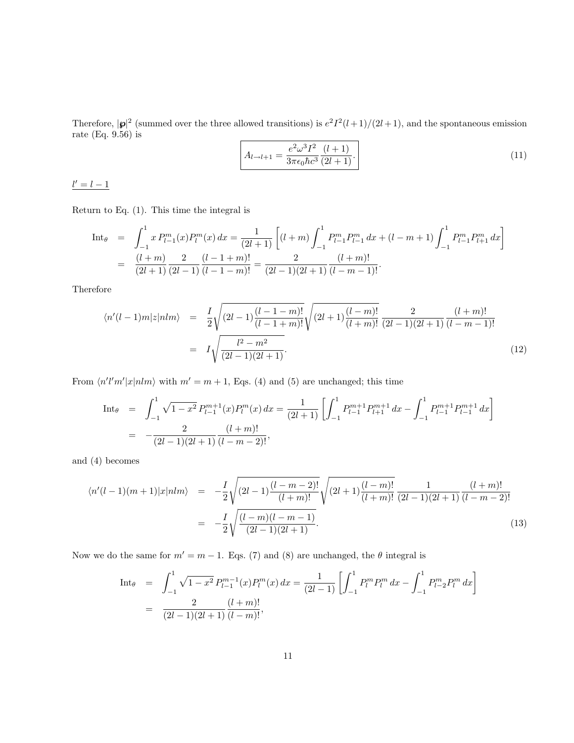Therefore, $|\wp|^2$ (summed over the three allowed transitions) is $e^2 I^2 (l+1)/(2l+1)$, and the spontaneous emission rate (Eq. 9.56) is

$$\boxed{A_{l\to l+1} = \frac{e^2\omega^3 I^2}{3\pi\epsilon_0 \hbar c^3}\frac{(l+1)}{(2l+1)}.} \tag{11}$$

$\underline{l' = l-1}$

Return to Eq. (1). This time the integral is

$$\begin{aligned}
\text{Int}_\theta &= \int_{-1}^{1} x\, P_{l-1}^m(x) P_l^m(x)\, dx = \frac{1}{(2l+1)}\left[(l+m)\int_{-1}^{1} P_{l-1}^m P_{l-1}^m\, dx + (l-m+1)\int_{-1}^{1} P_{l-1}^m P_{l+1}^m\, dx\right] \\
&= \frac{(l+m)}{(2l+1)}\frac{2}{(2l-1)}\frac{(l-1+m)!}{(l-1-m)!} = \frac{2}{(2l-1)(2l+1)}\frac{(l+m)!}{(l-m-1)!}.
\end{aligned}$$

Therefore

$$\begin{aligned}
\langle n'(l-1)m|z|nlm\rangle &= \frac{I}{2}\sqrt{(2l-1)\frac{(l-1-m)!}{(l-1+m)!}}\sqrt{(2l+1)\frac{(l-m)!}{(l+m)!}}\,\frac{2}{(2l-1)(2l+1)}\frac{(l+m)!}{(l-m-1)!} \\
&= I\sqrt{\frac{l^2-m^2}{(2l-1)(2l+1)}}.
\end{aligned} \tag{12}$$

From $\langle n'l'm'|x|nlm\rangle$ with $m' = m+1$, Eqs. (4) and (5) are unchanged; this time

$$\begin{aligned}
\text{Int}_\theta &= \int_{-1}^{1} \sqrt{1-x^2}\, P_{l-1}^{m+1}(x) P_l^m(x)\, dx = \frac{1}{(2l+1)}\left[\int_{-1}^{1} P_{l-1}^{m+1} P_{l+1}^{m+1}\, dx - \int_{-1}^{1} P_{l-1}^{m+1} P_{l-1}^{m+1}\, dx\right] \\
&= -\frac{2}{(2l-1)(2l+1)}\frac{(l+m)!}{(l-m-2)!},
\end{aligned}$$

and (4) becomes

$$\begin{aligned}
\langle n'(l-1)(m+1)|x|nlm\rangle &= -\frac{I}{2}\sqrt{(2l-1)\frac{(l-m-2)!}{(l+m)!}}\sqrt{(2l+1)\frac{(l-m)!}{(l+m)!}}\,\frac{1}{(2l-1)(2l+1)}\frac{(l+m)!}{(l-m-2)!} \\
&= -\frac{I}{2}\sqrt{\frac{(l-m)(l-m-1)}{(2l-1)(2l+1)}}.
\end{aligned} \tag{13}$$

Now we do the same for $m' = m-1$. Eqs. (7) and (8) are unchanged, the $\theta$ integral is

$$\begin{aligned}
\text{Int}_\theta &= \int_{-1}^{1} \sqrt{1-x^2}\, P_{l-1}^{m-1}(x) P_l^m(x)\, dx = \frac{1}{(2l-1)}\left[\int_{-1}^{1} P_l^m P_l^m\, dx - \int_{-1}^{1} P_{l-2}^m P_l^m\, dx\right] \\
&= \frac{2}{(2l-1)(2l+1)}\frac{(l+m)!}{(l-m)!},
\end{aligned}$$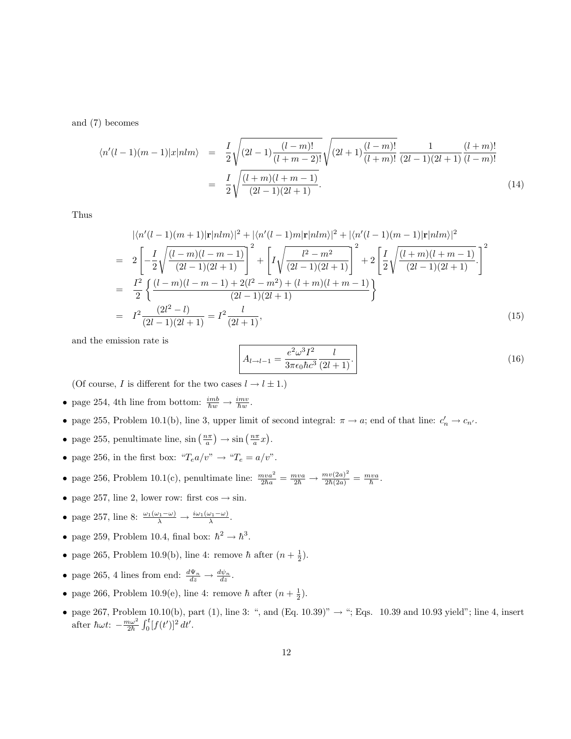and (7) becomes

$$
\begin{aligned}
\langle n'(l-1)(m-1)|x|nlm\rangle &= \frac{I}{2}\sqrt{(2l-1)\frac{(l-m)!}{(l+m-2)!}}\sqrt{(2l+1)\frac{(l-m)!}{(l+m)!}}\,\frac{1}{(2l-1)(2l+1)}\,\frac{(l+m)!}{(l-m)!} \\
&= \frac{I}{2}\sqrt{\frac{(l+m)(l+m-1)}{(2l-1)(2l+1)}}. \qquad (14)
\end{aligned}
$$

Thus

$$
\begin{aligned}
& |\langle n'(l-1)(m+1)|\mathbf{r}|nlm\rangle|^2 + |\langle n'(l-1)m|\mathbf{r}|nlm\rangle|^2 + |\langle n'(l-1)(m-1)|\mathbf{r}|nlm\rangle|^2 \\
&= 2\left[-\frac{I}{2}\sqrt{\frac{(l-m)(l-m-1)}{(2l-1)(2l+1)}}\right]^2 + \left[I\sqrt{\frac{l^2-m^2}{(2l-1)(2l+1)}}\right]^2 + 2\left[\frac{I}{2}\sqrt{\frac{(l+m)(l+m-1)}{(2l-1)(2l+1)}}.\right]^2 \\
&= \frac{I^2}{2}\left\{\frac{(l-m)(l-m-1)+2(l^2-m^2)+(l+m)(l+m-1)}{(2l-1)(2l+1)}\right\} \\
&= I^2\frac{(2l^2-l)}{(2l-1)(2l+1)} = I^2\frac{l}{(2l+1)}, \qquad (15)
\end{aligned}
$$

and the emission rate is

$$
\boxed{A_{l\to l-1} = \frac{e^2\omega^3 I^2}{3\pi\epsilon_0\hbar c^3}\frac{l}{(2l+1)}}. \qquad (16)
$$

(Of course, $I$ is different for the two cases $l \to l \pm 1$.)

- page 254, 4th line from bottom: $\frac{imb}{\hbar w} \to \frac{imv}{\hbar w}$.
- page 255, Problem 10.1(b), line 3, upper limit of second integral: $\pi \to a$; end of that line: $c'_n \to c_{n'}$.
- page 255, penultimate line, $\sin\left(\frac{n\pi}{a}\right) \to \sin\left(\frac{n\pi}{a}x\right)$.
- page 256, in the first box: "$T_e a/v$" → "$T_e = a/v$".
- page 256, Problem 10.1(c), penultimate line: $\frac{mva^2}{2\hbar a} = \frac{mva}{2\hbar} \to \frac{mv(2a)^2}{2\hbar(2a)} = \frac{mva}{\hbar}$.
- page 257, line 2, lower row: first cos → sin.
- page 257, line 8: $\frac{\omega_1(\omega_1-\omega)}{\lambda} \to \frac{i\omega_1(\omega_1-\omega)}{\lambda}$.
- page 259, Problem 10.4, final box: $\hbar^2 \to \hbar^3$.
- page 265, Problem 10.9(b), line 4: remove $\hbar$ after $(n+\frac{1}{2})$.
- page 265, 4 lines from end: $\frac{d\Psi_n}{dz} \to \frac{d\psi_n}{dz}$.
- page 266, Problem 10.9(e), line 4: remove $\hbar$ after $(n+\frac{1}{2})$.
- page 267, Problem 10.10(b), part (1), line 3: ", and (Eq. 10.39)" → "; Eqs. 10.39 and 10.93 yield"; line 4, insert after $\hbar\omega t$: $-\frac{m\omega^2}{2\hbar}\int_0^t [f(t')]^2\,dt'$.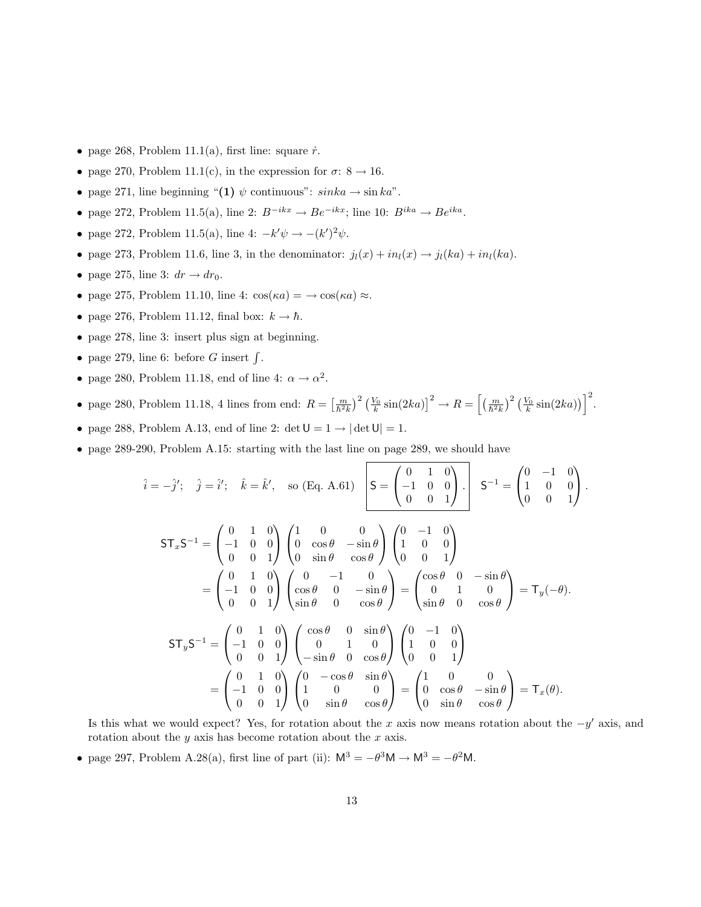- page 268, Problem 11.1(a), first line: square $\dot{r}$.
- page 270, Problem 11.1(c), in the expression for $\sigma$: $8 \to 16$.
- page 271, line beginning "**(1)** $\psi$ continuous": $sinka \to \sin ka$".
- page 272, Problem 11.5(a), line 2: $B^{-ikx} \to Be^{-ikx}$; line 10: $B^{ika} \to Be^{ika}$.
- page 272, Problem 11.5(a), line 4: $-k'\psi \to -(k')^2\psi$.
- page 273, Problem 11.6, line 3, in the denominator: $j_l(x) + in_l(x) \to j_l(ka) + in_l(ka)$.
- page 275, line 3: $dr \to dr_0$.
- page 275, Problem 11.10, line 4: $\cos(\kappa a) = \to \cos(\kappa a) \approx$.
- page 276, Problem 11.12, final box: $k \to \hbar$.
- page 278, line 3: insert plus sign at beginning.
- page 279, line 6: before $G$ insert $\int$.
- page 280, Problem 11.18, end of line 4: $\alpha \to \alpha^2$.
- page 280, Problem 11.18, 4 lines from end: $R = \left[\frac{m}{\hbar^2 k}\right]^2 \left(\frac{V_0}{k}\sin(2ka)\right]^2 \to R = \left[\left(\frac{m}{\hbar^2 k}\right)^2 \left(\frac{V_0}{k}\sin(2ka)\right)\right]^2$.
- page 288, Problem A.13, end of line 2: $\det \mathsf{U} = 1 \to |\det \mathsf{U}| = 1$.
- page 289-290, Problem A.15: starting with the last line on page 289, we should have

$$\hat{i} = -\hat{j}'; \quad \hat{j} = \hat{i}'; \quad \hat{k} = \hat{k}', \quad \text{so (Eq. A.61)} \quad \boxed{\mathsf{S} = \begin{pmatrix} 0 & 1 & 0 \\ -1 & 0 & 0 \\ 0 & 0 & 1 \end{pmatrix}.} \quad \mathsf{S}^{-1} = \begin{pmatrix} 0 & -1 & 0 \\ 1 & 0 & 0 \\ 0 & 0 & 1 \end{pmatrix}.$$

$$\mathsf{S}\mathsf{T}_x\mathsf{S}^{-1} = \begin{pmatrix} 0 & 1 & 0 \\ -1 & 0 & 0 \\ 0 & 0 & 1 \end{pmatrix} \begin{pmatrix} 1 & 0 & 0 \\ 0 & \cos\theta & -\sin\theta \\ 0 & \sin\theta & \cos\theta \end{pmatrix} \begin{pmatrix} 0 & -1 & 0 \\ 1 & 0 & 0 \\ 0 & 0 & 1 \end{pmatrix}$$

$$= \begin{pmatrix} 0 & 1 & 0 \\ -1 & 0 & 0 \\ 0 & 0 & 1 \end{pmatrix} \begin{pmatrix} 0 & -1 & 0 \\ \cos\theta & 0 & -\sin\theta \\ \sin\theta & 0 & \cos\theta \end{pmatrix} = \begin{pmatrix} \cos\theta & 0 & -\sin\theta \\ 0 & 1 & 0 \\ \sin\theta & 0 & \cos\theta \end{pmatrix} = \mathsf{T}_y(-\theta).$$

$$\mathsf{S}\mathsf{T}_y\mathsf{S}^{-1} = \begin{pmatrix} 0 & 1 & 0 \\ -1 & 0 & 0 \\ 0 & 0 & 1 \end{pmatrix} \begin{pmatrix} \cos\theta & 0 & \sin\theta \\ 0 & 1 & 0 \\ -\sin\theta & 0 & \cos\theta \end{pmatrix} \begin{pmatrix} 0 & -1 & 0 \\ 1 & 0 & 0 \\ 0 & 0 & 1 \end{pmatrix}$$

$$= \begin{pmatrix} 0 & 1 & 0 \\ -1 & 0 & 0 \\ 0 & 0 & 1 \end{pmatrix} \begin{pmatrix} 0 & -\cos\theta & \sin\theta \\ 1 & 0 & 0 \\ 0 & \sin\theta & \cos\theta \end{pmatrix} = \begin{pmatrix} 1 & 0 & 0 \\ 0 & \cos\theta & -\sin\theta \\ 0 & \sin\theta & \cos\theta \end{pmatrix} = \mathsf{T}_x(\theta).$$

  Is this what we would expect? Yes, for rotation about the $x$ axis now means rotation about the $-y'$ axis, and rotation about the $y$ axis has become rotation about the $x$ axis.

- page 297, Problem A.28(a), first line of part (ii): $\mathsf{M}^3 = -\theta^3\mathsf{M} \to \mathsf{M}^3 = -\theta^2\mathsf{M}$.